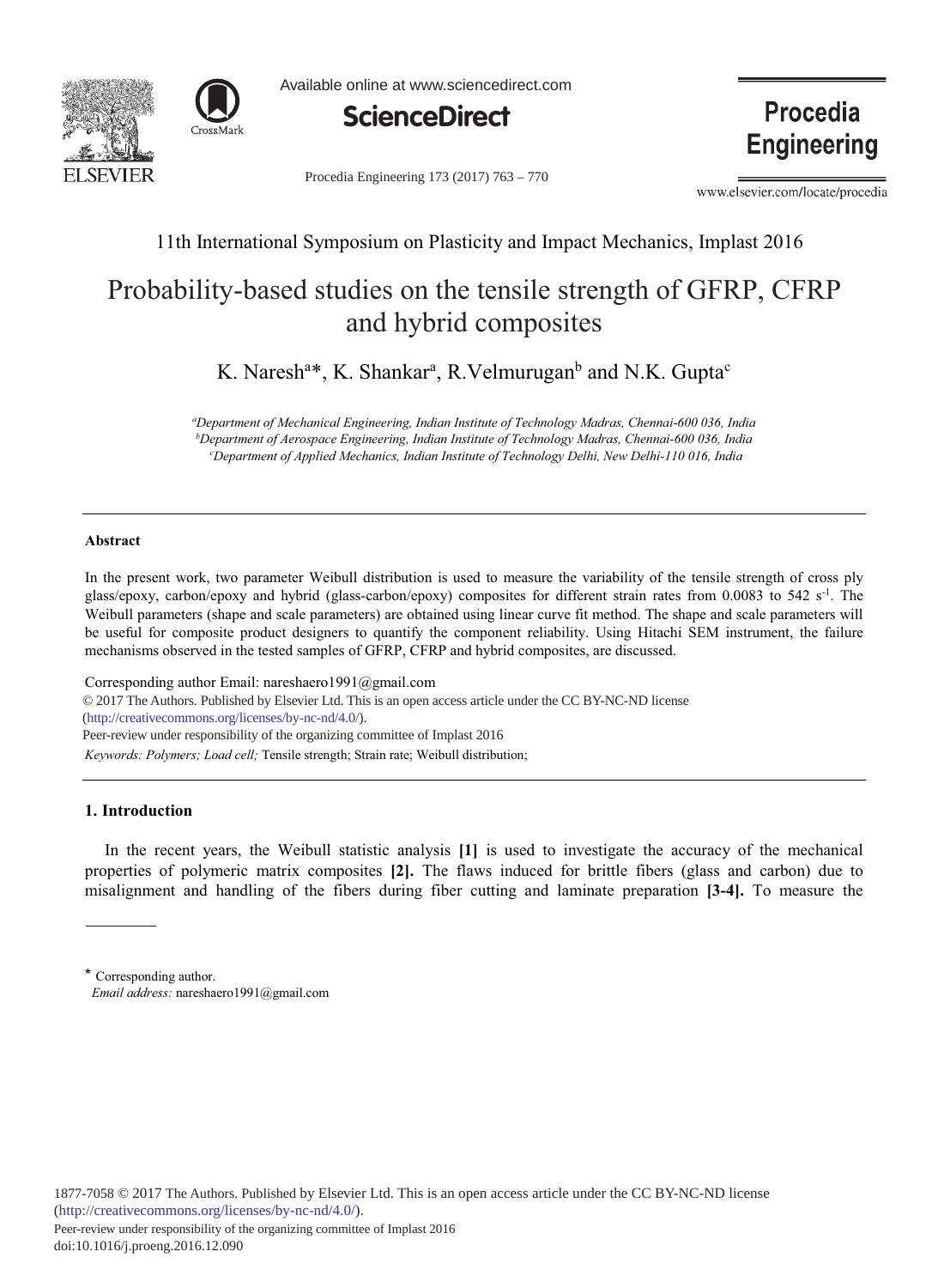11th International Symposium on Plasticity and Impact Mechanics, Implast 2016

# Probability-based studies on the tensile strength of GFRP, CFRP and hybrid composites

K. Naresh[a]*, K. Shankar[a], R.Velmurugan[b] and N.K. Gupta[c]

[a]*Department of Mechanical Engineering, Indian Institute of Technology Madras, Chennai-600 036, India*
[b]*Department of Aerospace Engineering, Indian Institute of Technology Madras, Chennai-600 036, India*
[c]*Department of Applied Mechanics, Indian Institute of Technology Delhi, New Delhi-110 016, India*

---

### Abstract

In the present work, two parameter Weibull distribution is used to measure the variability of the tensile strength of cross ply glass/epoxy, carbon/epoxy and hybrid (glass-carbon/epoxy) composites for different strain rates from 0.0083 to 542 $s^{-1}$. The Weibull parameters (shape and scale parameters) are obtained using linear curve fit method. The shape and scale parameters will be useful for composite product designers to quantify the component reliability. Using Hitachi SEM instrument, the failure mechanisms observed in the tested samples of GFRP, CFRP and hybrid composites, are discussed.

Corresponding author Email: nareshaero1991@gmail.com

© 2017 The Authors. Published by Elsevier Ltd. This is an open access article under the CC BY-NC-ND license (http://creativecommons.org/licenses/by-nc-nd/4.0/).

Peer-review under responsibility of the organizing committee of Implast 2016

*Keywords: Polymers; Load cell;* Tensile strength; Strain rate; Weibull distribution;

---

## 1. Introduction

In the recent years, the Weibull statistic analysis **[1]** is used to investigate the accuracy of the mechanical properties of polymeric matrix composites **[2].** The flaws induced for brittle fibers (glass and carbon) due to misalignment and handling of the fibers during fiber cutting and laminate preparation **[3-4].** To measure the

---

* Corresponding author.
*Email address:* nareshaero1991@gmail.com

1877-7058 © 2017 The Authors. Published by Elsevier Ltd. This is an open access article under the CC BY-NC-ND license (http://creativecommons.org/licenses/by-nc-nd/4.0/).
Peer-review under responsibility of the organizing committee of Implast 2016
doi:10.1016/j.proeng.2016.12.090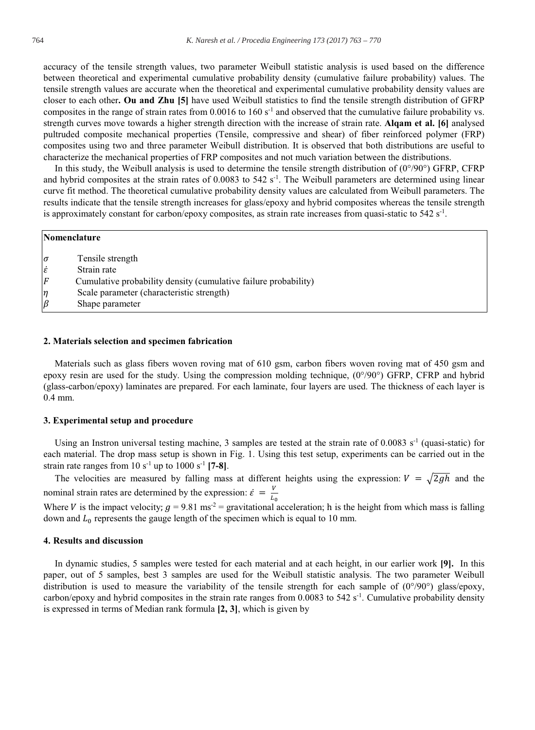accuracy of the tensile strength values, two parameter Weibull statistic analysis is used based on the difference between theoretical and experimental cumulative probability density (cumulative failure probability) values. The tensile strength values are accurate when the theoretical and experimental cumulative probability density values are closer to each other**. Ou and Zhu [5]** have used Weibull statistics to find the tensile strength distribution of GFRP composites in the range of strain rates from 0.0016 to 160 $s^{-1}$ and observed that the cumulative failure probability vs. strength curves move towards a higher strength direction with the increase of strain rate. **Alqam et al. [6]** analysed pultruded composite mechanical properties (Tensile, compressive and shear) of fiber reinforced polymer (FRP) composites using two and three parameter Weibull distribution. It is observed that both distributions are useful to characterize the mechanical properties of FRP composites and not much variation between the distributions.

In this study, the Weibull analysis is used to determine the tensile strength distribution of (0°/90°) GFRP, CFRP and hybrid composites at the strain rates of 0.0083 to 542 $s^{-1}$. The Weibull parameters are determined using linear curve fit method. The theoretical cumulative probability density values are calculated from Weibull parameters. The results indicate that the tensile strength increases for glass/epoxy and hybrid composites whereas the tensile strength is approximately constant for carbon/epoxy composites, as strain rate increases from quasi-static to 542 $s^{-1}$.

**Nomenclature**

| | |
|---|---|
| $\sigma$ | Tensile strength |
| $\dot{\varepsilon}$ | Strain rate |
| $F$ | Cumulative probability density (cumulative failure probability) |
| $\eta$ | Scale parameter (characteristic strength) |
| $\beta$ | Shape parameter |

## 2. Materials selection and specimen fabrication

Materials such as glass fibers woven roving mat of 610 gsm, carbon fibers woven roving mat of 450 gsm and epoxy resin are used for the study. Using the compression molding technique, (0°/90°) GFRP, CFRP and hybrid (glass-carbon/epoxy) laminates are prepared. For each laminate, four layers are used. The thickness of each layer is 0.4 mm.

## 3. Experimental setup and procedure

Using an Instron universal testing machine, 3 samples are tested at the strain rate of 0.0083 $s^{-1}$ (quasi-static) for each material. The drop mass setup is shown in Fig. 1. Using this test setup, experiments can be carried out in the strain rate ranges from 10 $s^{-1}$ up to 1000 $s^{-1}$ **[7-8]**.

The velocities are measured by falling mass at different heights using the expression: $V = \sqrt{2gh}$ and the nominal strain rates are determined by the expression: $\dot{\varepsilon} = \frac{V}{L_0}$

Where $V$ is the impact velocity; $g$ = 9.81 $ms^{-2}$ = gravitational acceleration; h is the height from which mass is falling down and $L_0$ represents the gauge length of the specimen which is equal to 10 mm.

## 4. Results and discussion

In dynamic studies, 5 samples were tested for each material and at each height, in our earlier work **[9].** In this paper, out of 5 samples, best 3 samples are used for the Weibull statistic analysis. The two parameter Weibull distribution is used to measure the variability of the tensile strength for each sample of (0°/90°) glass/epoxy, carbon/epoxy and hybrid composites in the strain rate ranges from 0.0083 to 542 $s^{-1}$. Cumulative probability density is expressed in terms of Median rank formula **[2, 3]**, which is given by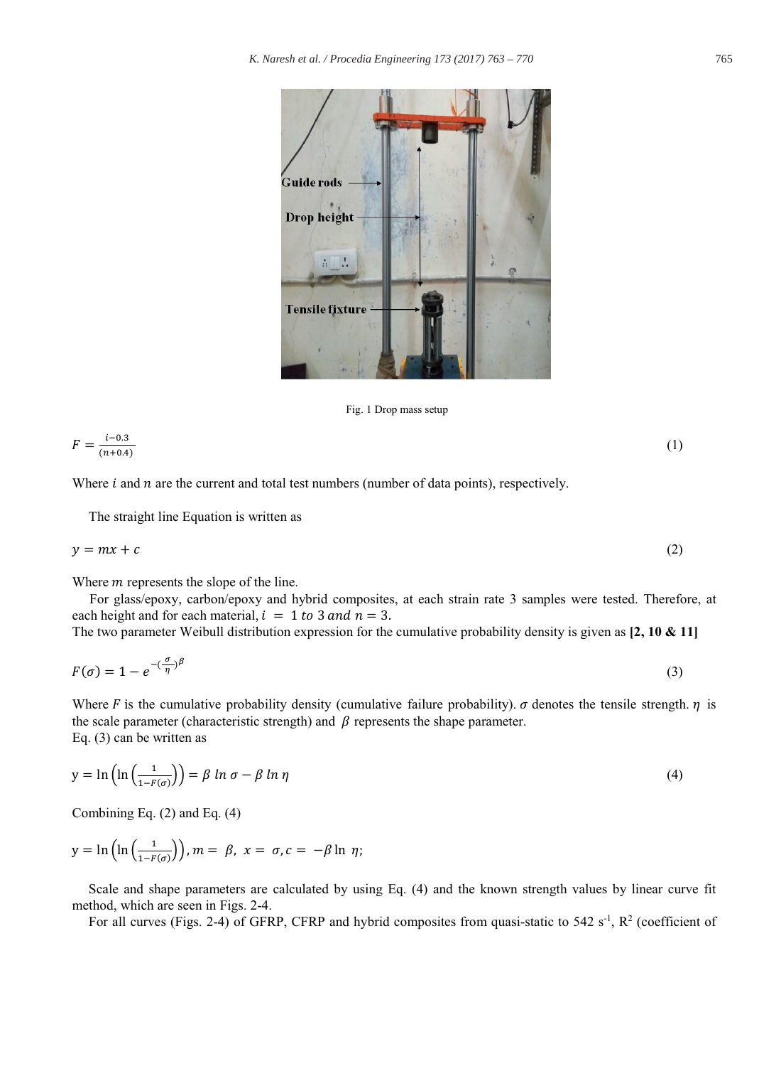Fig. 1 Drop mass setup

$$F = \frac{i-0.3}{(n+0.4)} \tag{1}$$

Where $i$ and $n$ are the current and total test numbers (number of data points), respectively.

The straight line Equation is written as

$$y = mx + c \tag{2}$$

Where $m$ represents the slope of the line.

For glass/epoxy, carbon/epoxy and hybrid composites, at each strain rate 3 samples were tested. Therefore, at each height and for each material, $i = 1\ to\ 3\ and\ n = 3.$

The two parameter Weibull distribution expression for the cumulative probability density is given as **[2, 10 & 11]**

$$F(\sigma) = 1 - e^{-(\frac{\sigma}{\eta})^{\beta}} \tag{3}$$

Where $F$ is the cumulative probability density (cumulative failure probability). $\sigma$ denotes the tensile strength. $\eta$ is the scale parameter (characteristic strength) and $\beta$ represents the shape parameter.

Eq. (3) can be written as

$$y = \ln\left(\ln\left(\frac{1}{1-F(\sigma)}\right)\right) = \beta \ln \sigma - \beta \ln \eta \tag{4}$$

Combining Eq. (2) and Eq. (4)

$$y = \ln\left(\ln\left(\frac{1}{1-F(\sigma)}\right)\right), m = \beta,\ x = \sigma, c = -\beta \ln\ \eta;$$

Scale and shape parameters are calculated by using Eq. (4) and the known strength values by linear curve fit method, which are seen in Figs. 2-4.

For all curves (Figs. 2-4) of GFRP, CFRP and hybrid composites from quasi-static to 542 $s^{-1}$, $R^2$ (coefficient of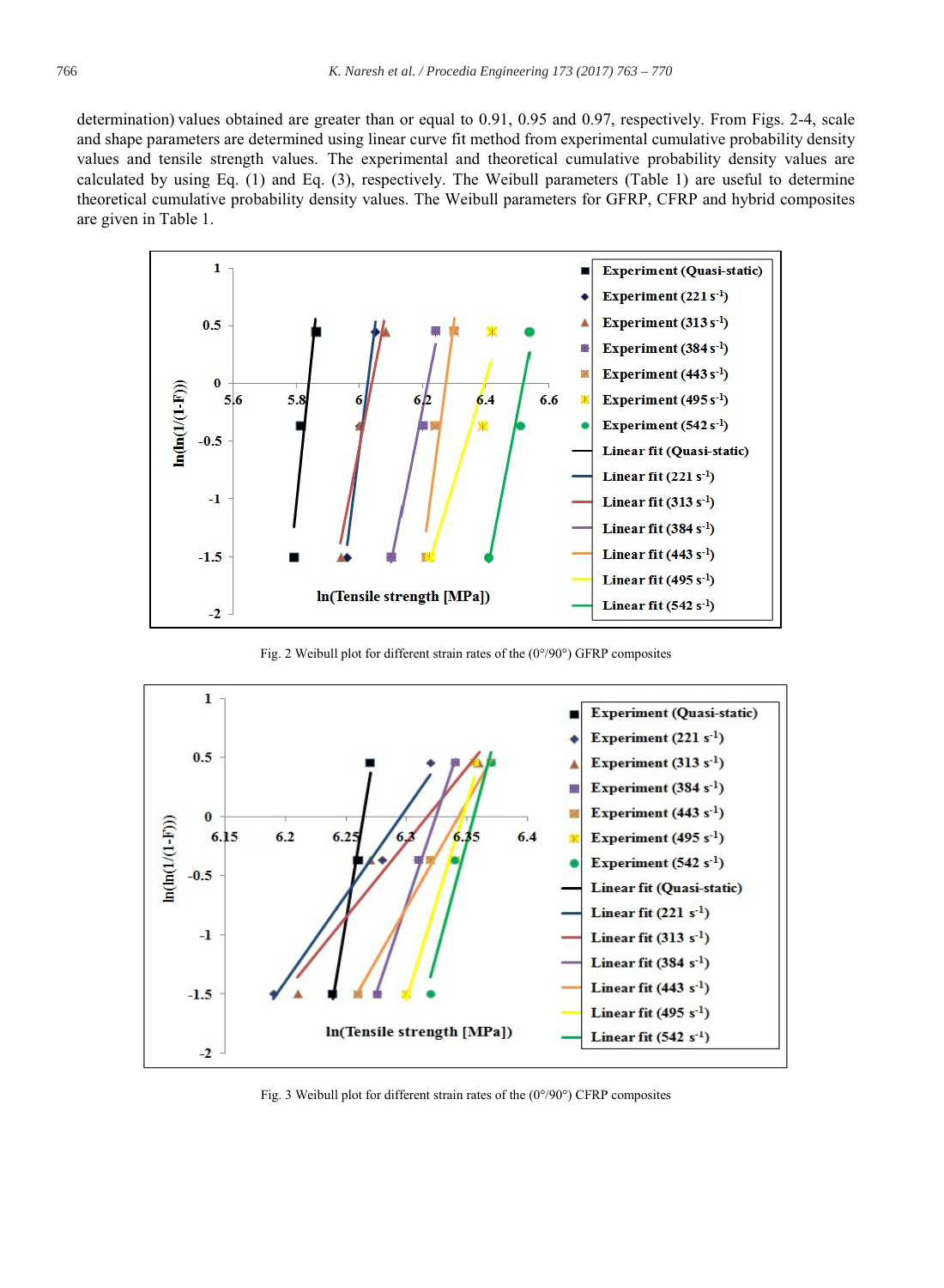determination) values obtained are greater than or equal to 0.91, 0.95 and 0.97, respectively. From Figs. 2-4, scale and shape parameters are determined using linear curve fit method from experimental cumulative probability density values and tensile strength values. The experimental and theoretical cumulative probability density values are calculated by using Eq. (1) and Eq. (3), respectively. The Weibull parameters (Table 1) are useful to determine theoretical cumulative probability density values. The Weibull parameters for GFRP, CFRP and hybrid composites are given in Table 1.

Fig. 2 Weibull plot for different strain rates of the (0°/90°) GFRP composites

Fig. 3 Weibull plot for different strain rates of the (0°/90°) CFRP composites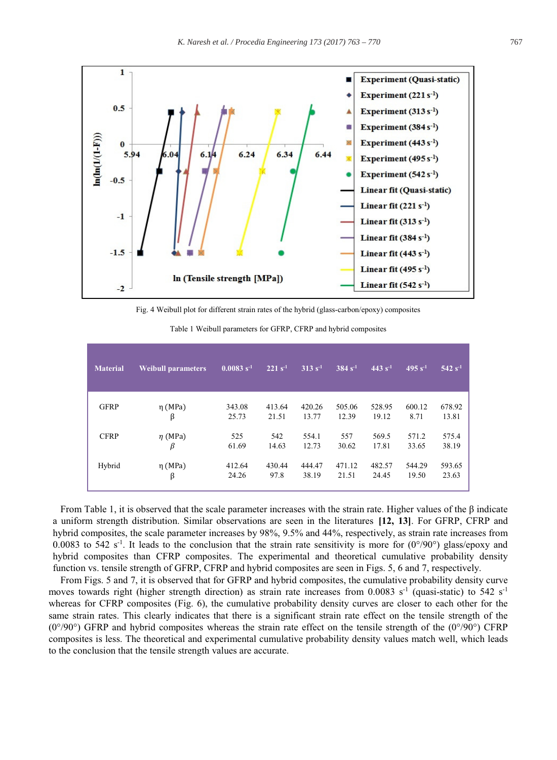Fig. 4 Weibull plot for different strain rates of the hybrid (glass-carbon/epoxy) composites

Table 1 Weibull parameters for GFRP, CFRP and hybrid composites

| Material | Weibull parameters | 0.0083 $s^{-1}$ | 221 $s^{-1}$ | 313 $s^{-1}$ | 384 $s^{-1}$ | 443 $s^{-1}$ | 495 $s^{-1}$ | 542 $s^{-1}$ |
|---|---|---|---|---|---|---|---|---|
| GFRP | $\eta$ (MPa) | 343.08 | 413.64 | 420.26 | 505.06 | 528.95 | 600.12 | 678.92 |
| | $\beta$ | 25.73 | 21.51 | 13.77 | 12.39 | 19.12 | 8.71 | 13.81 |
| CFRP | $\eta$ (MPa) | 525 | 542 | 554.1 | 557 | 569.5 | 571.2 | 575.4 |
| | $\beta$ | 61.69 | 14.63 | 12.73 | 30.62 | 17.81 | 33.65 | 38.19 |
| Hybrid | $\eta$ (MPa) | 412.64 | 430.44 | 444.47 | 471.12 | 482.57 | 544.29 | 593.65 |
| | $\beta$ | 24.26 | 97.8 | 38.19 | 21.51 | 24.45 | 19.50 | 23.63 |

From Table 1, it is observed that the scale parameter increases with the strain rate. Higher values of the $\beta$ indicate a uniform strength distribution. Similar observations are seen in the literatures **[12, 13]**. For GFRP, CFRP and hybrid composites, the scale parameter increases by 98%, 9.5% and 44%, respectively, as strain rate increases from 0.0083 to 542 $s^{-1}$. It leads to the conclusion that the strain rate sensitivity is more for (0°/90°) glass/epoxy and hybrid composites than CFRP composites. The experimental and theoretical cumulative probability density function vs. tensile strength of GFRP, CFRP and hybrid composites are seen in Figs. 5, 6 and 7, respectively.

From Figs. 5 and 7, it is observed that for GFRP and hybrid composites, the cumulative probability density curve moves towards right (higher strength direction) as strain rate increases from 0.0083 $s^{-1}$ (quasi-static) to 542 $s^{-1}$ whereas for CFRP composites (Fig. 6), the cumulative probability density curves are closer to each other for the same strain rates. This clearly indicates that there is a significant strain rate effect on the tensile strength of the (0°/90°) GFRP and hybrid composites whereas the strain rate effect on the tensile strength of the (0°/90°) CFRP composites is less. The theoretical and experimental cumulative probability density values match well, which leads to the conclusion that the tensile strength values are accurate.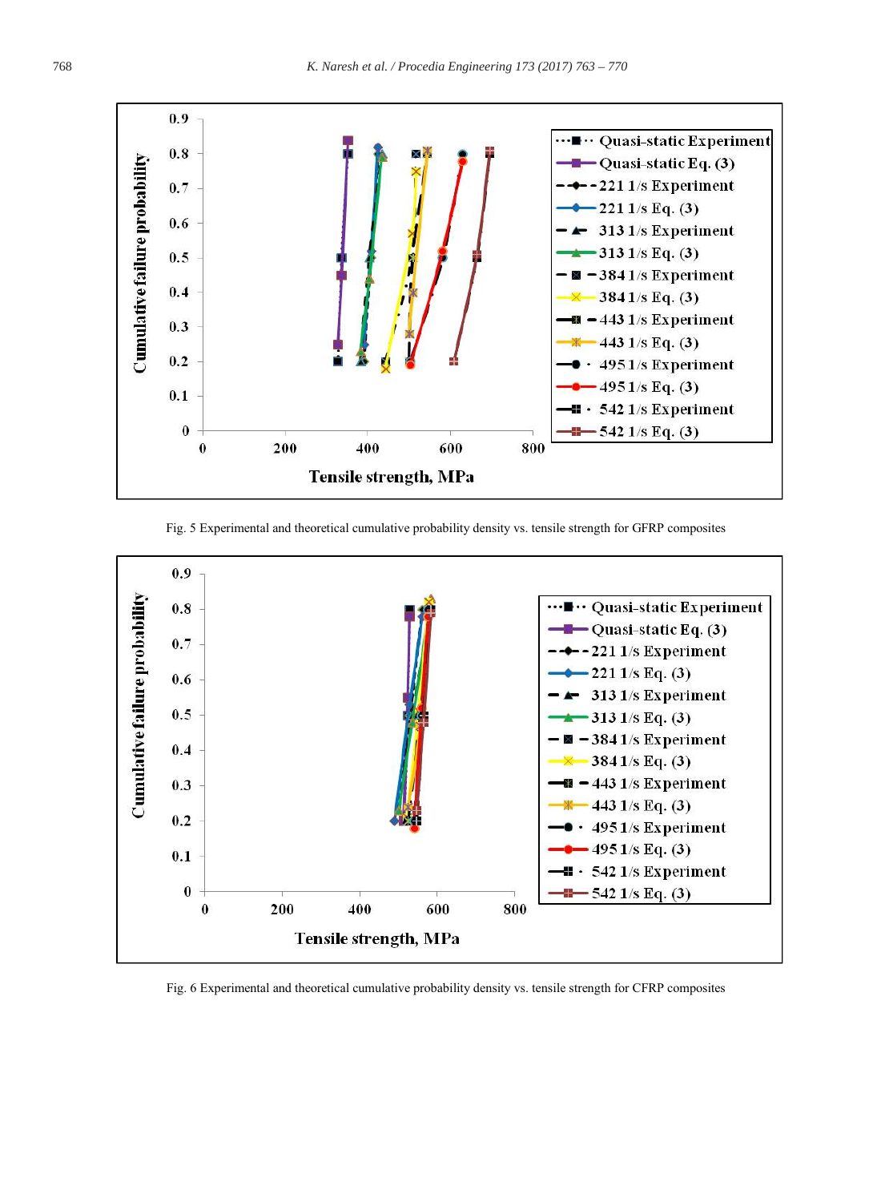Fig. 5 Experimental and theoretical cumulative probability density vs. tensile strength for GFRP composites

Fig. 6 Experimental and theoretical cumulative probability density vs. tensile strength for CFRP composites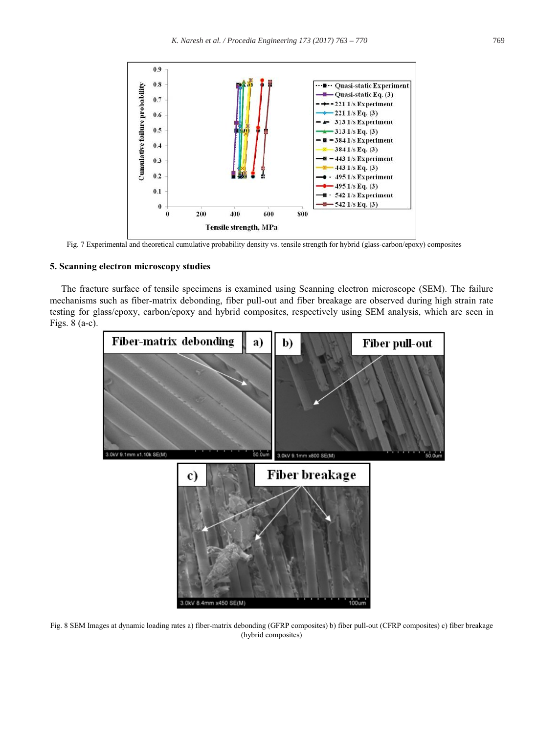Fig. 7 Experimental and theoretical cumulative probability density vs. tensile strength for hybrid (glass-carbon/epoxy) composites

## 5. Scanning electron microscopy studies

The fracture surface of tensile specimens is examined using Scanning electron microscope (SEM). The failure mechanisms such as fiber-matrix debonding, fiber pull-out and fiber breakage are observed during high strain rate testing for glass/epoxy, carbon/epoxy and hybrid composites, respectively using SEM analysis, which are seen in Figs. 8 (a-c).

Fig. 8 SEM Images at dynamic loading rates a) fiber-matrix debonding (GFRP composites) b) fiber pull-out (CFRP composites) c) fiber breakage (hybrid composites)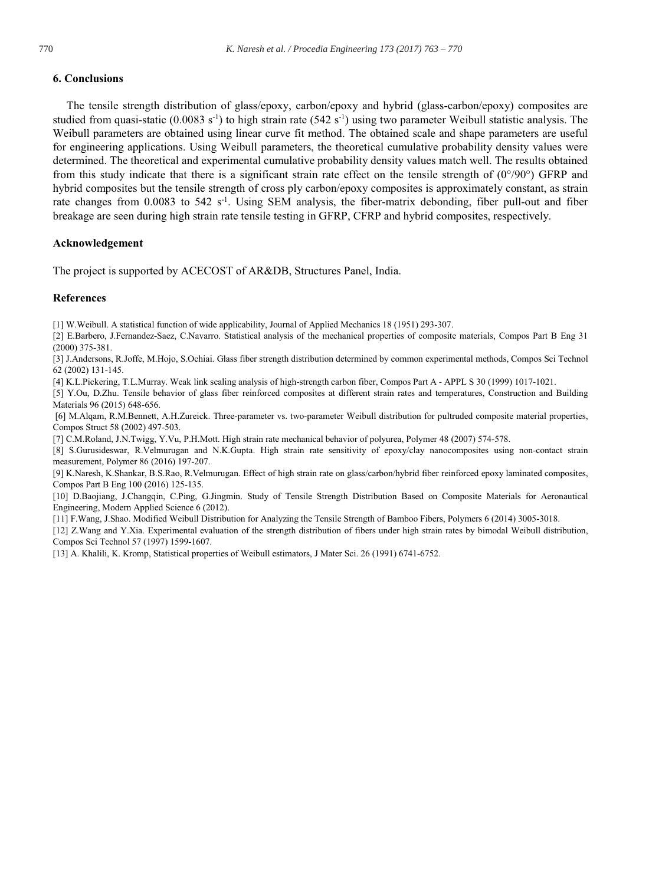## 6. Conclusions

The tensile strength distribution of glass/epoxy, carbon/epoxy and hybrid (glass-carbon/epoxy) composites are studied from quasi-static (0.0083 $s^{-1}$) to high strain rate (542 $s^{-1}$) using two parameter Weibull statistic analysis. The Weibull parameters are obtained using linear curve fit method. The obtained scale and shape parameters are useful for engineering applications. Using Weibull parameters, the theoretical cumulative probability density values were determined. The theoretical and experimental cumulative probability density values match well. The results obtained from this study indicate that there is a significant strain rate effect on the tensile strength of (0°/90°) GFRP and hybrid composites but the tensile strength of cross ply carbon/epoxy composites is approximately constant, as strain rate changes from 0.0083 to 542 $s^{-1}$. Using SEM analysis, the fiber-matrix debonding, fiber pull-out and fiber breakage are seen during high strain rate tensile testing in GFRP, CFRP and hybrid composites, respectively.

## Acknowledgement

The project is supported by ACECOST of AR&DB, Structures Panel, India.

## References

[1] W.Weibull. A statistical function of wide applicability, Journal of Applied Mechanics 18 (1951) 293-307.

[2] E.Barbero, J.Fernandez-Saez, C.Navarro. Statistical analysis of the mechanical properties of composite materials, Compos Part B Eng 31 (2000) 375-381.

[3] J.Andersons, R.Joffe, M.Hojo, S.Ochiai. Glass fiber strength distribution determined by common experimental methods, Compos Sci Technol 62 (2002) 131-145.

[4] K.L.Pickering, T.L.Murray. Weak link scaling analysis of high-strength carbon fiber, Compos Part A - APPL S 30 (1999) 1017-1021.

[5] Y.Ou, D.Zhu. Tensile behavior of glass fiber reinforced composites at different strain rates and temperatures, Construction and Building Materials 96 (2015) 648-656.

[6] M.Alqam, R.M.Bennett, A.H.Zureick. Three-parameter vs. two-parameter Weibull distribution for pultruded composite material properties, Compos Struct 58 (2002) 497-503.

[7] C.M.Roland, J.N.Twigg, Y.Vu, P.H.Mott. High strain rate mechanical behavior of polyurea, Polymer 48 (2007) 574-578.

[8] S.Gurusideswar, R.Velmurugan and N.K.Gupta. High strain rate sensitivity of epoxy/clay nanocomposites using non-contact strain measurement, Polymer 86 (2016) 197-207.

[9] K.Naresh, K.Shankar, B.S.Rao, R.Velmurugan. Effect of high strain rate on glass/carbon/hybrid fiber reinforced epoxy laminated composites, Compos Part B Eng 100 (2016) 125-135.

[10] D.Baojiang, J.Changqin, C.Ping, G.Jingmin. Study of Tensile Strength Distribution Based on Composite Materials for Aeronautical Engineering, Modern Applied Science 6 (2012).

[11] F.Wang, J.Shao. Modified Weibull Distribution for Analyzing the Tensile Strength of Bamboo Fibers, Polymers 6 (2014) 3005-3018.

[12] Z.Wang and Y.Xia. Experimental evaluation of the strength distribution of fibers under high strain rates by bimodal Weibull distribution, Compos Sci Technol 57 (1997) 1599-1607.

[13] A. Khalili, K. Kromp, Statistical properties of Weibull estimators, J Mater Sci. 26 (1991) 6741-6752.